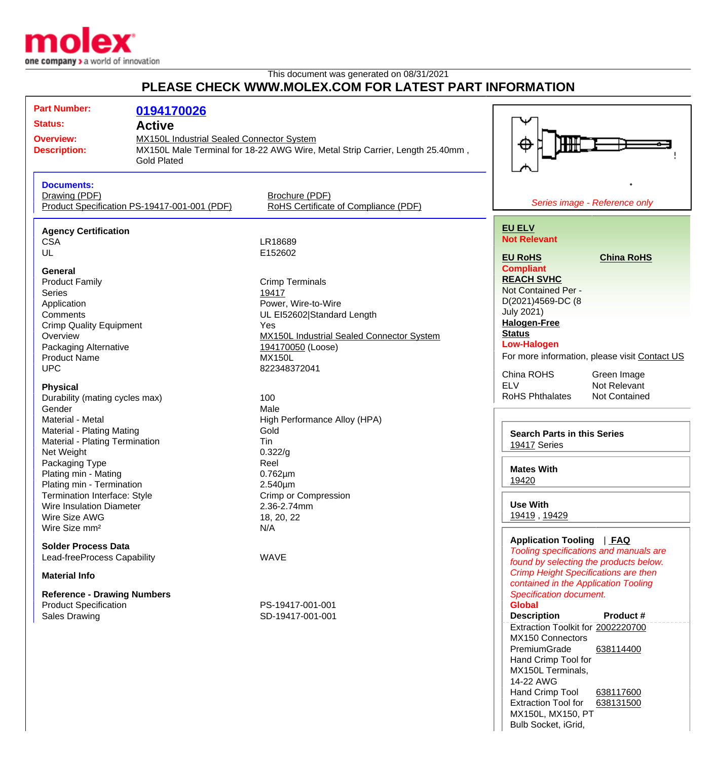This document was generated on 08/31/2021

# PLEASE CHECK WWW.MOLEX.COM FOR LATEST PART INFORMATION

**Part Number:** 0194170026

**Status:** Active

**Overview:** MX150L Industrial Sealed Connector System

**Description:** MX150L Male Terminal for 18-22 AWG Wire, Metal Strip Carrier, Length 25.40mm , Gold Plated

*Series image - Reference only*

**Documents:**
- Drawing (PDF)
- Product Specification PS-19417-001-001 (PDF)
- Brochure (PDF)
- RoHS Certificate of Compliance (PDF)

**Agency Certification**

| | |
|---|---|
| CSA | LR18689 |
| UL | E152602 |

**General**

| | |
|---|---|
| Product Family | Crimp Terminals |
| Series | 19417 |
| Application | Power, Wire-to-Wire |
| Comments | UL EI52602\|Standard Length |
| Crimp Quality Equipment | Yes |
| Overview | MX150L Industrial Sealed Connector System |
| Packaging Alternative | 194170050 (Loose) |
| Product Name | MX150L |
| UPC | 822348372041 |

**Physical**

| | |
|---|---|
| Durability (mating cycles max) | 100 |
| Gender | Male |
| Material - Metal | High Performance Alloy (HPA) |
| Material - Plating Mating | Gold |
| Material - Plating Termination | Tin |
| Net Weight | 0.322/g |
| Packaging Type | Reel |
| Plating min - Mating | 0.762µm |
| Plating min - Termination | 2.540µm |
| Termination Interface: Style | Crimp or Compression |
| Wire Insulation Diameter | 2.36-2.74mm |
| Wire Size AWG | 18, 20, 22 |
| Wire Size mm² | N/A |

**Solder Process Data**

| | |
|---|---|
| Lead-freeProcess Capability | WAVE |

**Material Info**

**Reference - Drawing Numbers**

| | |
|---|---|
| Product Specification | PS-19417-001-001 |
| Sales Drawing | SD-19417-001-001 |

**EU ELV**
Not Relevant

**EU RoHS** — Compliant

**China RoHS**

**REACH SVHC**
Not Contained Per - D(2021)4569-DC (8 July 2021)

**Halogen-Free Status**
Low-Halogen

For more information, please visit Contact US

| | |
|---|---|
| China ROHS | Green Image |
| ELV | Not Relevant |
| RoHS Phthalates | Not Contained |

**Search Parts in this Series**
19417 Series

**Mates With**
19420

**Use With**
19419 , 19429

**Application Tooling** | FAQ

*Tooling specifications and manuals are found by selecting the products below. Crimp Height Specifications are then contained in the Application Tooling Specification document.*

**Global**

| Description | Product # |
|---|---|
| Extraction Toolkit for MX150 Connectors | 2002220700 |
| PremiumGrade Hand Crimp Tool for MX150L Terminals, 14-22 AWG | 638114400 |
| Hand Crimp Tool | 638117600 |
| Extraction Tool for MX150L, MX150, PT Bulb Socket, iGrid, | 638131500 |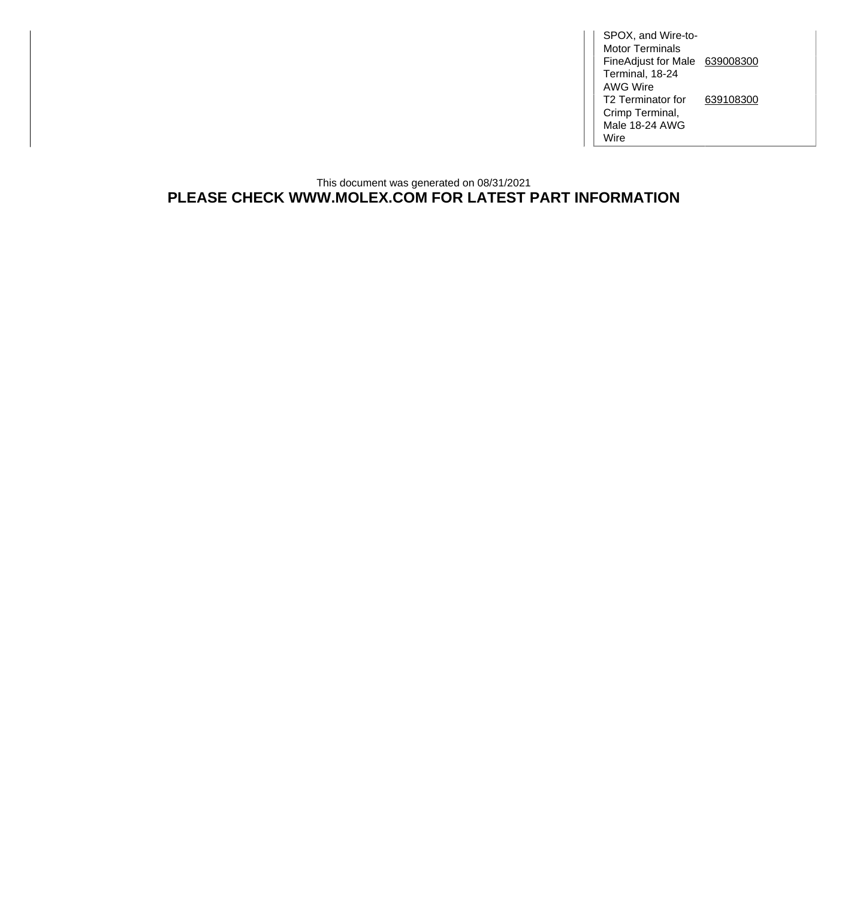| | |
|---|---|
| SPOX, and Wire-to-Motor Terminals | |
| FineAdjust for Male Terminal, 18-24 AWG Wire | 639008300 |
| T2 Terminator for Crimp Terminal, Male 18-24 AWG Wire | 639108300 |

This document was generated on 08/31/2021

**PLEASE CHECK WWW.MOLEX.COM FOR LATEST PART INFORMATION**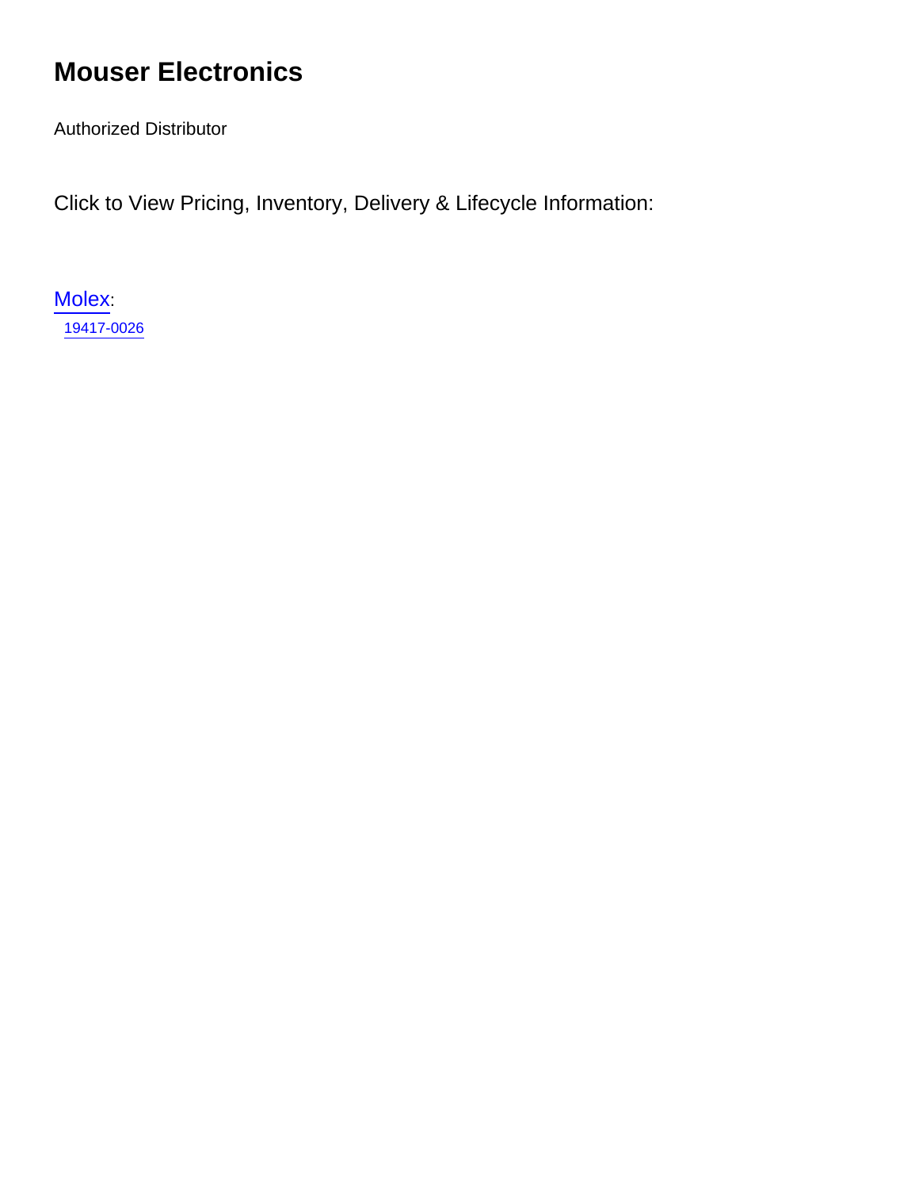# Mouser Electronics

Authorized Distributor

Click to View Pricing, Inventory, Delivery & Lifecycle Information:

Molex:

19417-0026